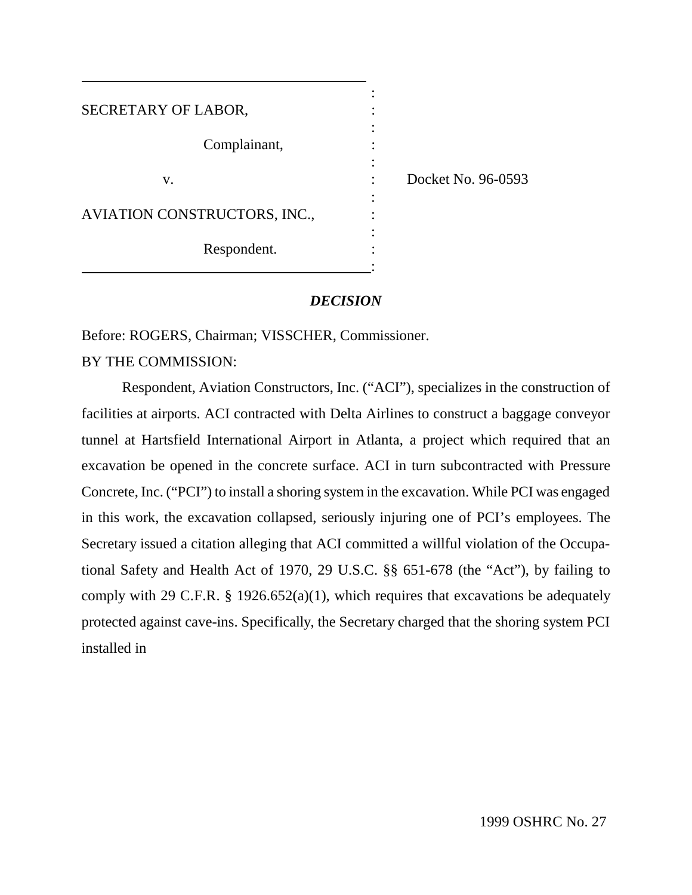| | | |
|---|---|---|
| SECRETARY OF LABOR, | : | |
| Complainant, | : | |
| v. | : | Docket No. 96-0593 |
| AVIATION CONSTRUCTORS, INC., | : | |
| Respondent. | : | |

***DECISION***

Before: ROGERS, Chairman; VISSCHER, Commissioner.

BY THE COMMISSION:

Respondent, Aviation Constructors, Inc. ("ACI"), specializes in the construction of facilities at airports. ACI contracted with Delta Airlines to construct a baggage conveyor tunnel at Hartsfield International Airport in Atlanta, a project which required that an excavation be opened in the concrete surface. ACI in turn subcontracted with Pressure Concrete, Inc. ("PCI") to install a shoring system in the excavation. While PCI was engaged in this work, the excavation collapsed, seriously injuring one of PCI's employees. The Secretary issued a citation alleging that ACI committed a willful violation of the Occupational Safety and Health Act of 1970, 29 U.S.C. §§ 651-678 (the "Act"), by failing to comply with 29 C.F.R. § 1926.652(a)(1), which requires that excavations be adequately protected against cave-ins. Specifically, the Secretary charged that the shoring system PCI installed in

1999 OSHRC No. 27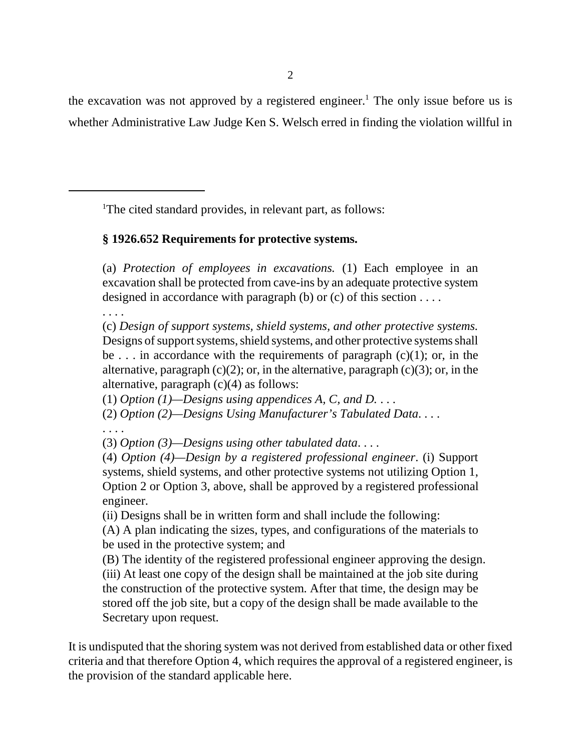the excavation was not approved by a registered engineer.[1] The only issue before us is whether Administrative Law Judge Ken S. Welsch erred in finding the violation willful in

---

[1]The cited standard provides, in relevant part, as follows:

> **§ 1926.652 Requirements for protective systems.**
>
> (a) *Protection of employees in excavations.* (1) Each employee in an excavation shall be protected from cave-ins by an adequate protective system designed in accordance with paragraph (b) or (c) of this section . . . .
>
> . . . .
>
> (c) *Design of support systems, shield systems, and other protective systems.* Designs of support systems, shield systems, and other protective systems shall be . . . in accordance with the requirements of paragraph (c)(1); or, in the alternative, paragraph (c)(2); or, in the alternative, paragraph (c)(3); or, in the alternative, paragraph (c)(4) as follows:
>
> (1) *Option (1)—Designs using appendices A, C, and D. . . .*
>
> (2) *Option (2)—Designs Using Manufacturer's Tabulated Data. . . .*
>
> . . . .
>
> (3) *Option (3)—Designs using other tabulated data. . . .*
>
> (4) *Option (4)—Design by a registered professional engineer*. (i) Support systems, shield systems, and other protective systems not utilizing Option 1, Option 2 or Option 3, above, shall be approved by a registered professional engineer.
>
> (ii) Designs shall be in written form and shall include the following:
>
> (A) A plan indicating the sizes, types, and configurations of the materials to be used in the protective system; and
>
> (B) The identity of the registered professional engineer approving the design.
>
> (iii) At least one copy of the design shall be maintained at the job site during the construction of the protective system. After that time, the design may be stored off the job site, but a copy of the design shall be made available to the Secretary upon request.

It is undisputed that the shoring system was not derived from established data or other fixed criteria and that therefore Option 4, which requires the approval of a registered engineer, is the provision of the standard applicable here.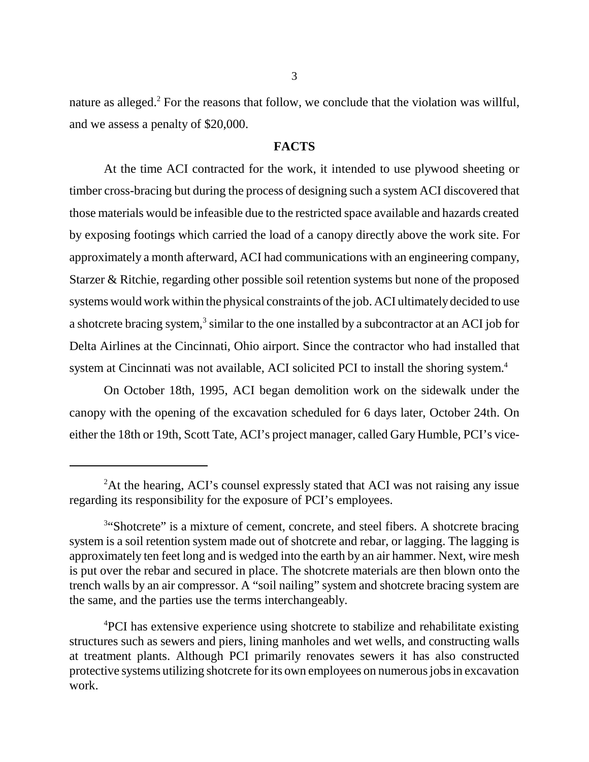nature as alleged.[2] For the reasons that follow, we conclude that the violation was willful, and we assess a penalty of $20,000.

## FACTS

At the time ACI contracted for the work, it intended to use plywood sheeting or timber cross-bracing but during the process of designing such a system ACI discovered that those materials would be infeasible due to the restricted space available and hazards created by exposing footings which carried the load of a canopy directly above the work site. For approximately a month afterward, ACI had communications with an engineering company, Starzer & Ritchie, regarding other possible soil retention systems but none of the proposed systems would work within the physical constraints of the job. ACI ultimately decided to use a shotcrete bracing system,[3] similar to the one installed by a subcontractor at an ACI job for Delta Airlines at the Cincinnati, Ohio airport. Since the contractor who had installed that system at Cincinnati was not available, ACI solicited PCI to install the shoring system.[4]

On October 18th, 1995, ACI began demolition work on the sidewalk under the canopy with the opening of the excavation scheduled for 6 days later, October 24th. On either the 18th or 19th, Scott Tate, ACI's project manager, called Gary Humble, PCI's vice-

---

[2]At the hearing, ACI's counsel expressly stated that ACI was not raising any issue regarding its responsibility for the exposure of PCI's employees.

[3]"Shotcrete" is a mixture of cement, concrete, and steel fibers. A shotcrete bracing system is a soil retention system made out of shotcrete and rebar, or lagging. The lagging is approximately ten feet long and is wedged into the earth by an air hammer. Next, wire mesh is put over the rebar and secured in place. The shotcrete materials are then blown onto the trench walls by an air compressor. A "soil nailing" system and shotcrete bracing system are the same, and the parties use the terms interchangeably.

[4]PCI has extensive experience using shotcrete to stabilize and rehabilitate existing structures such as sewers and piers, lining manholes and wet wells, and constructing walls at treatment plants. Although PCI primarily renovates sewers it has also constructed protective systems utilizing shotcrete for its own employees on numerous jobs in excavation work.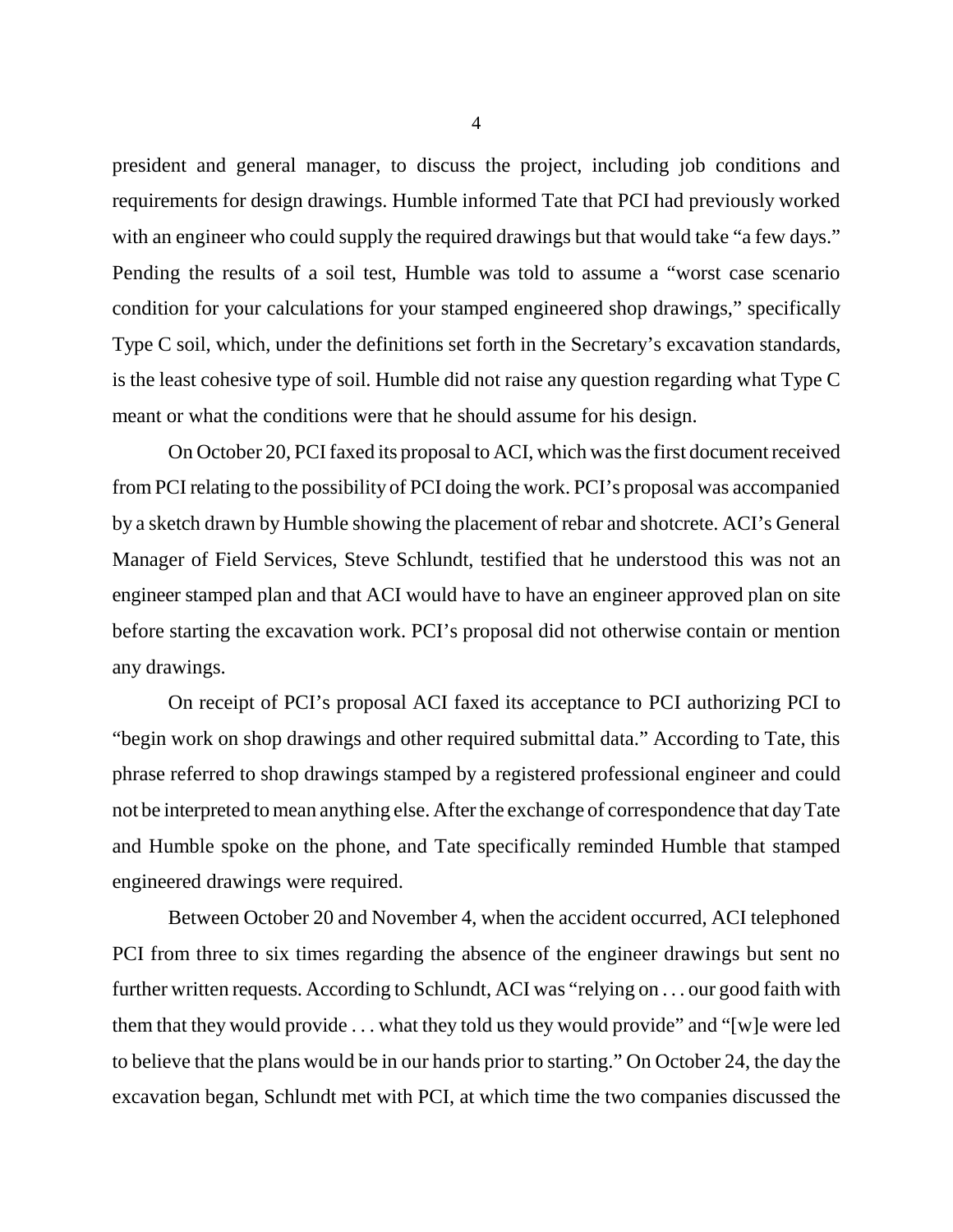president and general manager, to discuss the project, including job conditions and requirements for design drawings. Humble informed Tate that PCI had previously worked with an engineer who could supply the required drawings but that would take "a few days." Pending the results of a soil test, Humble was told to assume a "worst case scenario condition for your calculations for your stamped engineered shop drawings," specifically Type C soil, which, under the definitions set forth in the Secretary's excavation standards, is the least cohesive type of soil. Humble did not raise any question regarding what Type C meant or what the conditions were that he should assume for his design.

On October 20, PCI faxed its proposal to ACI, which was the first document received from PCI relating to the possibility of PCI doing the work. PCI's proposal was accompanied by a sketch drawn by Humble showing the placement of rebar and shotcrete. ACI's General Manager of Field Services, Steve Schlundt, testified that he understood this was not an engineer stamped plan and that ACI would have to have an engineer approved plan on site before starting the excavation work. PCI's proposal did not otherwise contain or mention any drawings.

On receipt of PCI's proposal ACI faxed its acceptance to PCI authorizing PCI to "begin work on shop drawings and other required submittal data." According to Tate, this phrase referred to shop drawings stamped by a registered professional engineer and could not be interpreted to mean anything else. After the exchange of correspondence that day Tate and Humble spoke on the phone, and Tate specifically reminded Humble that stamped engineered drawings were required.

Between October 20 and November 4, when the accident occurred, ACI telephoned PCI from three to six times regarding the absence of the engineer drawings but sent no further written requests. According to Schlundt, ACI was "relying on . . . our good faith with them that they would provide . . . what they told us they would provide" and "[w]e were led to believe that the plans would be in our hands prior to starting." On October 24, the day the excavation began, Schlundt met with PCI, at which time the two companies discussed the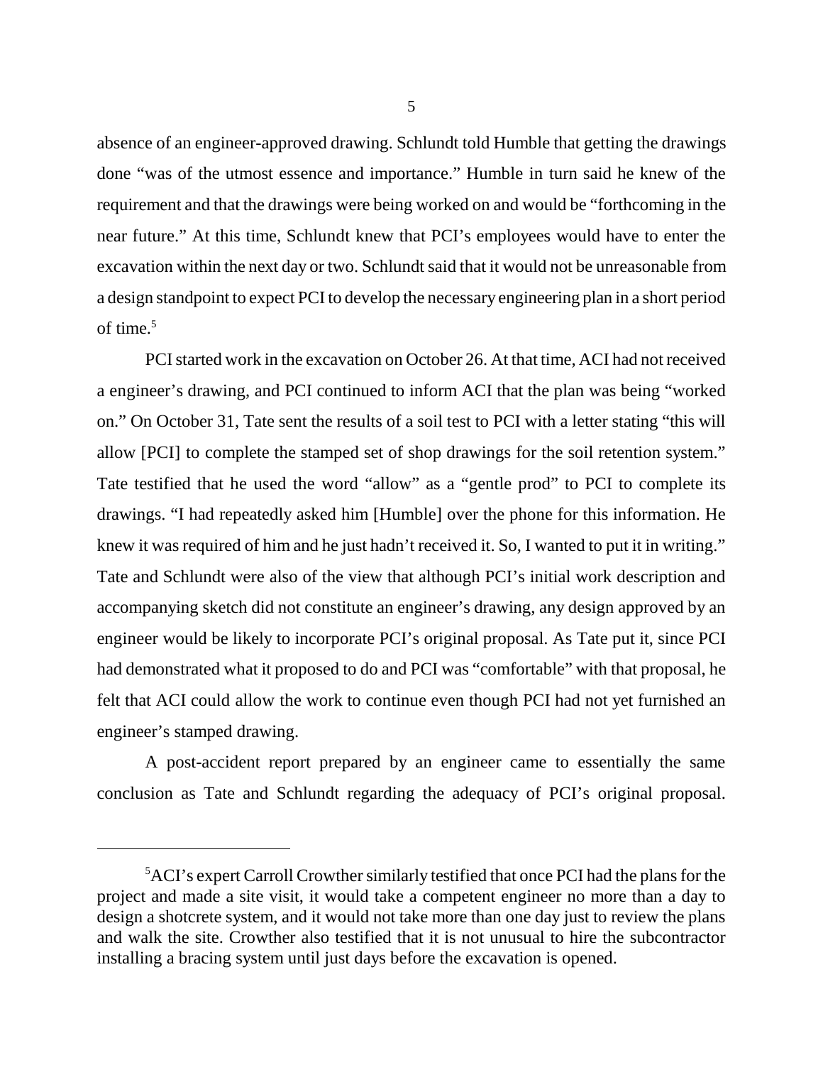absence of an engineer-approved drawing. Schlundt told Humble that getting the drawings done "was of the utmost essence and importance." Humble in turn said he knew of the requirement and that the drawings were being worked on and would be "forthcoming in the near future." At this time, Schlundt knew that PCI's employees would have to enter the excavation within the next day or two. Schlundt said that it would not be unreasonable from a design standpoint to expect PCI to develop the necessary engineering plan in a short period of time.[5]

PCI started work in the excavation on October 26. At that time, ACI had not received a engineer's drawing, and PCI continued to inform ACI that the plan was being "worked on." On October 31, Tate sent the results of a soil test to PCI with a letter stating "this will allow [PCI] to complete the stamped set of shop drawings for the soil retention system." Tate testified that he used the word "allow" as a "gentle prod" to PCI to complete its drawings. "I had repeatedly asked him [Humble] over the phone for this information. He knew it was required of him and he just hadn't received it. So, I wanted to put it in writing." Tate and Schlundt were also of the view that although PCI's initial work description and accompanying sketch did not constitute an engineer's drawing, any design approved by an engineer would be likely to incorporate PCI's original proposal. As Tate put it, since PCI had demonstrated what it proposed to do and PCI was "comfortable" with that proposal, he felt that ACI could allow the work to continue even though PCI had not yet furnished an engineer's stamped drawing.

A post-accident report prepared by an engineer came to essentially the same conclusion as Tate and Schlundt regarding the adequacy of PCI's original proposal.

---

[5] ACI's expert Carroll Crowther similarly testified that once PCI had the plans for the project and made a site visit, it would take a competent engineer no more than a day to design a shotcrete system, and it would not take more than one day just to review the plans and walk the site. Crowther also testified that it is not unusual to hire the subcontractor installing a bracing system until just days before the excavation is opened.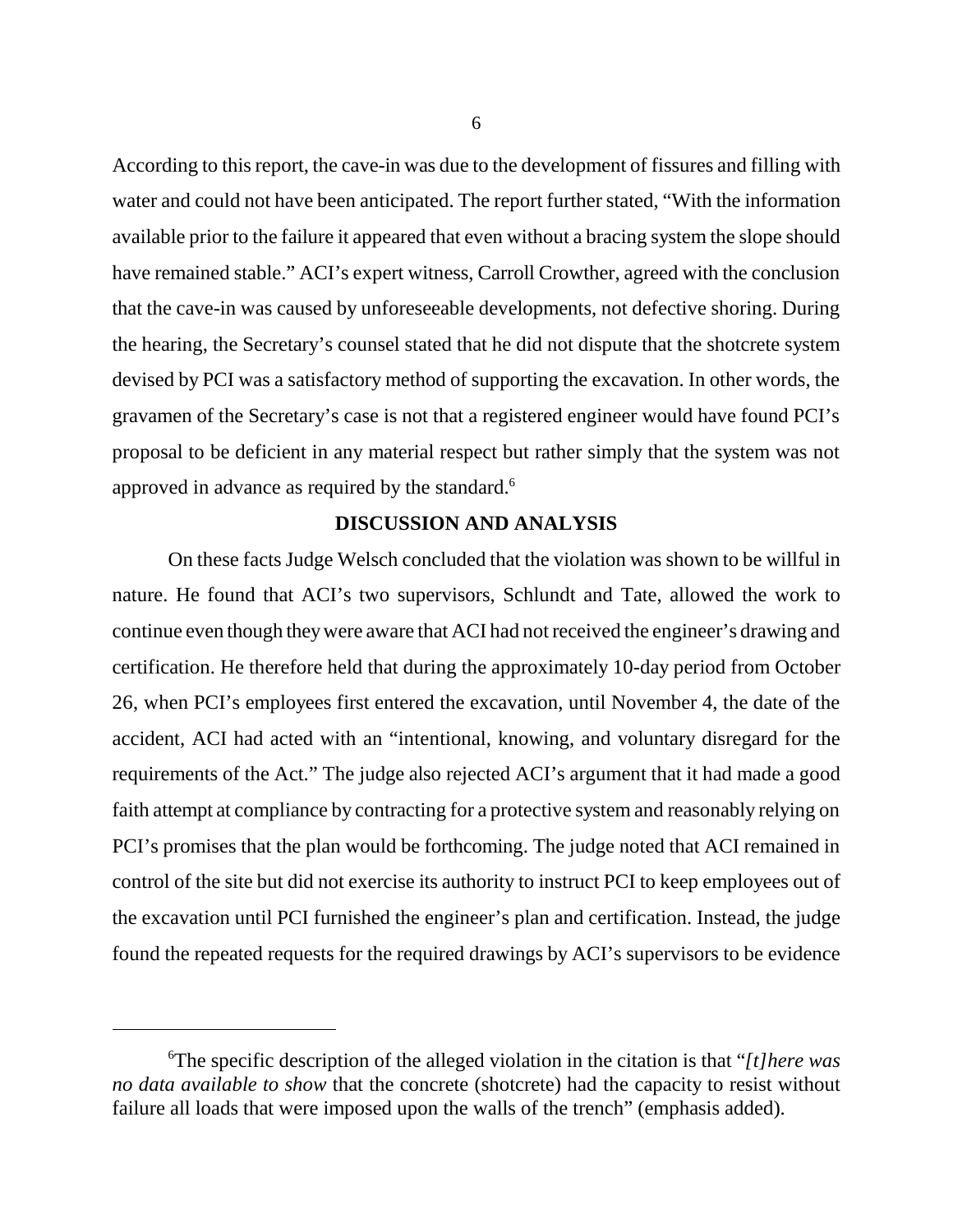According to this report, the cave-in was due to the development of fissures and filling with water and could not have been anticipated. The report further stated, "With the information available prior to the failure it appeared that even without a bracing system the slope should have remained stable." ACI's expert witness, Carroll Crowther, agreed with the conclusion that the cave-in was caused by unforeseeable developments, not defective shoring. During the hearing, the Secretary's counsel stated that he did not dispute that the shotcrete system devised by PCI was a satisfactory method of supporting the excavation. In other words, the gravamen of the Secretary's case is not that a registered engineer would have found PCI's proposal to be deficient in any material respect but rather simply that the system was not approved in advance as required by the standard.[6]

## DISCUSSION AND ANALYSIS

On these facts Judge Welsch concluded that the violation was shown to be willful in nature. He found that ACI's two supervisors, Schlundt and Tate, allowed the work to continue even though they were aware that ACI had not received the engineer's drawing and certification. He therefore held that during the approximately 10-day period from October 26, when PCI's employees first entered the excavation, until November 4, the date of the accident, ACI had acted with an "intentional, knowing, and voluntary disregard for the requirements of the Act." The judge also rejected ACI's argument that it had made a good faith attempt at compliance by contracting for a protective system and reasonably relying on PCI's promises that the plan would be forthcoming. The judge noted that ACI remained in control of the site but did not exercise its authority to instruct PCI to keep employees out of the excavation until PCI furnished the engineer's plan and certification. Instead, the judge found the repeated requests for the required drawings by ACI's supervisors to be evidence

---

[6]The specific description of the alleged violation in the citation is that "*[t]here was no data available to show* that the concrete (shotcrete) had the capacity to resist without failure all loads that were imposed upon the walls of the trench" (emphasis added).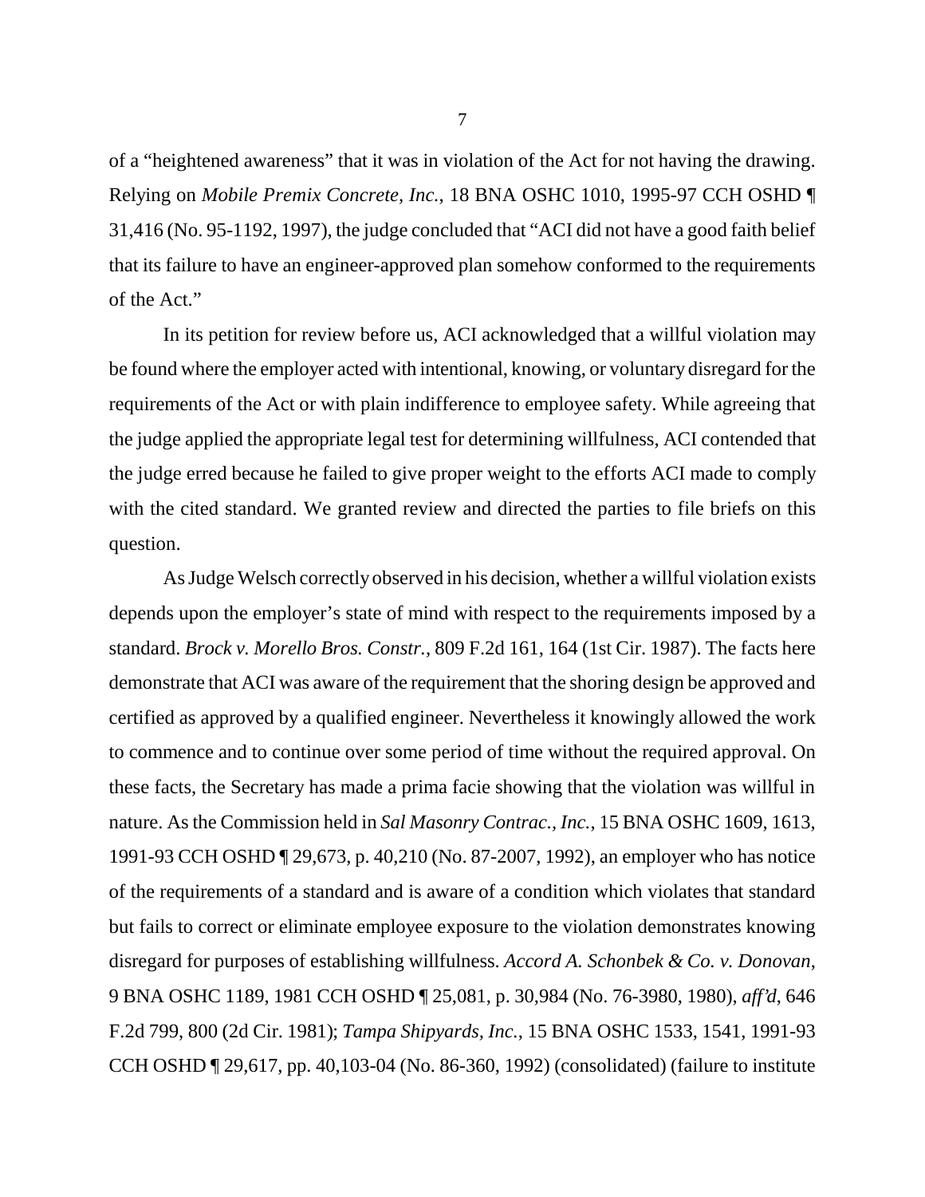of a "heightened awareness" that it was in violation of the Act for not having the drawing. Relying on *Mobile Premix Concrete, Inc.*, 18 BNA OSHC 1010, 1995-97 CCH OSHD ¶ 31,416 (No. 95-1192, 1997), the judge concluded that "ACI did not have a good faith belief that its failure to have an engineer-approved plan somehow conformed to the requirements of the Act."

In its petition for review before us, ACI acknowledged that a willful violation may be found where the employer acted with intentional, knowing, or voluntary disregard for the requirements of the Act or with plain indifference to employee safety. While agreeing that the judge applied the appropriate legal test for determining willfulness, ACI contended that the judge erred because he failed to give proper weight to the efforts ACI made to comply with the cited standard. We granted review and directed the parties to file briefs on this question.

As Judge Welsch correctly observed in his decision, whether a willful violation exists depends upon the employer's state of mind with respect to the requirements imposed by a standard. *Brock v. Morello Bros. Constr.*, 809 F.2d 161, 164 (1st Cir. 1987). The facts here demonstrate that ACI was aware of the requirement that the shoring design be approved and certified as approved by a qualified engineer. Nevertheless it knowingly allowed the work to commence and to continue over some period of time without the required approval. On these facts, the Secretary has made a prima facie showing that the violation was willful in nature. As the Commission held in *Sal Masonry Contrac., Inc.*, 15 BNA OSHC 1609, 1613, 1991-93 CCH OSHD ¶ 29,673, p. 40,210 (No. 87-2007, 1992), an employer who has notice of the requirements of a standard and is aware of a condition which violates that standard but fails to correct or eliminate employee exposure to the violation demonstrates knowing disregard for purposes of establishing willfulness. *Accord A. Schonbek & Co. v. Donovan*, 9 BNA OSHC 1189, 1981 CCH OSHD ¶ 25,081, p. 30,984 (No. 76-3980, 1980), *aff'd*, 646 F.2d 799, 800 (2d Cir. 1981); *Tampa Shipyards, Inc.*, 15 BNA OSHC 1533, 1541, 1991-93 CCH OSHD ¶ 29,617, pp. 40,103-04 (No. 86-360, 1992) (consolidated) (failure to institute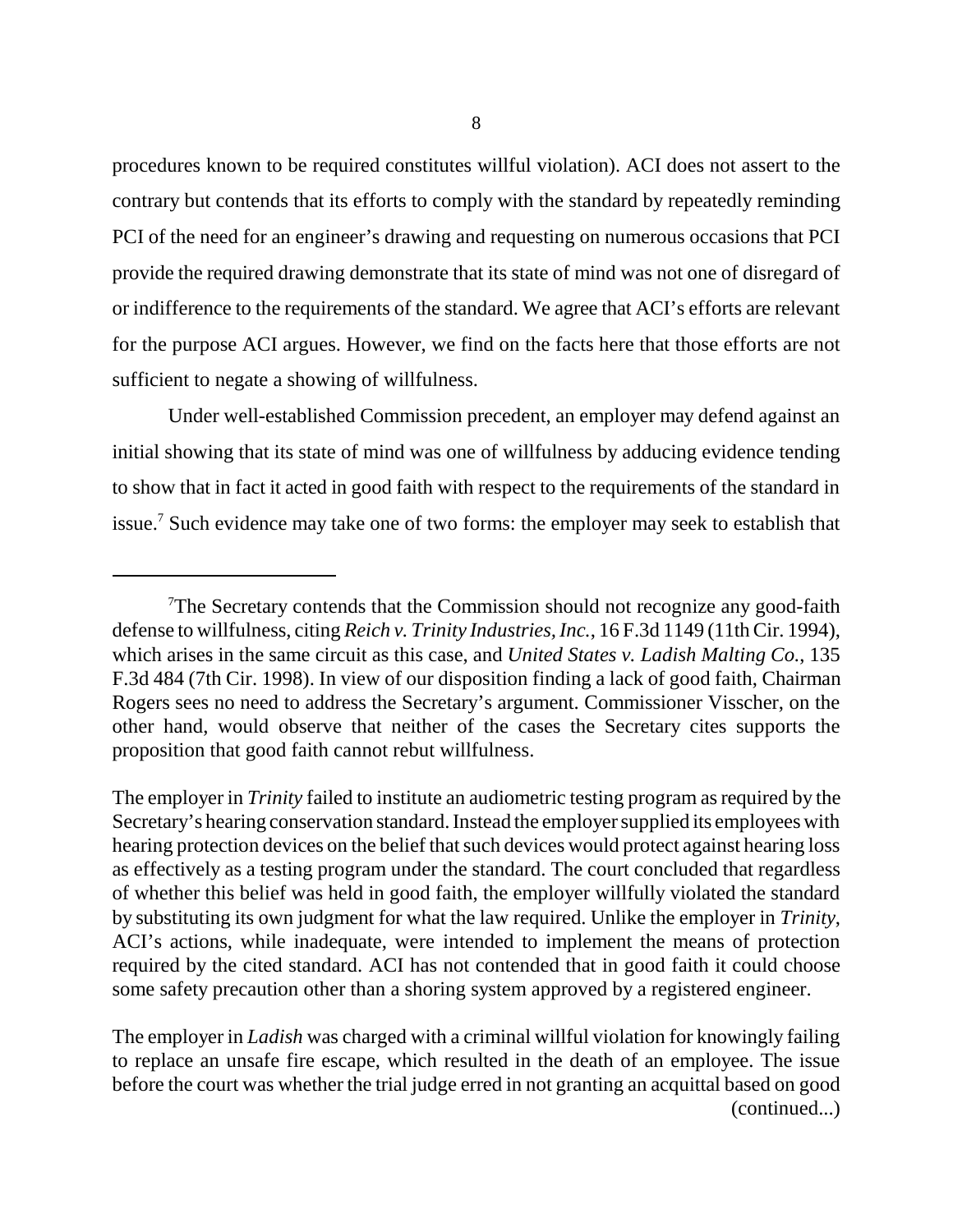procedures known to be required constitutes willful violation). ACI does not assert to the contrary but contends that its efforts to comply with the standard by repeatedly reminding PCI of the need for an engineer's drawing and requesting on numerous occasions that PCI provide the required drawing demonstrate that its state of mind was not one of disregard of or indifference to the requirements of the standard. We agree that ACI's efforts are relevant for the purpose ACI argues. However, we find on the facts here that those efforts are not sufficient to negate a showing of willfulness.

Under well-established Commission precedent, an employer may defend against an initial showing that its state of mind was one of willfulness by adducing evidence tending to show that in fact it acted in good faith with respect to the requirements of the standard in issue.[7] Such evidence may take one of two forms: the employer may seek to establish that

---

[7]The Secretary contends that the Commission should not recognize any good-faith defense to willfulness, citing *Reich v. Trinity Industries, Inc.*, 16 F.3d 1149 (11th Cir. 1994), which arises in the same circuit as this case, and *United States v. Ladish Malting Co.*, 135 F.3d 484 (7th Cir. 1998). In view of our disposition finding a lack of good faith, Chairman Rogers sees no need to address the Secretary's argument. Commissioner Visscher, on the other hand, would observe that neither of the cases the Secretary cites supports the proposition that good faith cannot rebut willfulness.

The employer in *Trinity* failed to institute an audiometric testing program as required by the Secretary's hearing conservation standard. Instead the employer supplied its employees with hearing protection devices on the belief that such devices would protect against hearing loss as effectively as a testing program under the standard. The court concluded that regardless of whether this belief was held in good faith, the employer willfully violated the standard by substituting its own judgment for what the law required. Unlike the employer in *Trinity*, ACI's actions, while inadequate, were intended to implement the means of protection required by the cited standard. ACI has not contended that in good faith it could choose some safety precaution other than a shoring system approved by a registered engineer.

The employer in *Ladish* was charged with a criminal willful violation for knowingly failing to replace an unsafe fire escape, which resulted in the death of an employee. The issue before the court was whether the trial judge erred in not granting an acquittal based on good (continued...)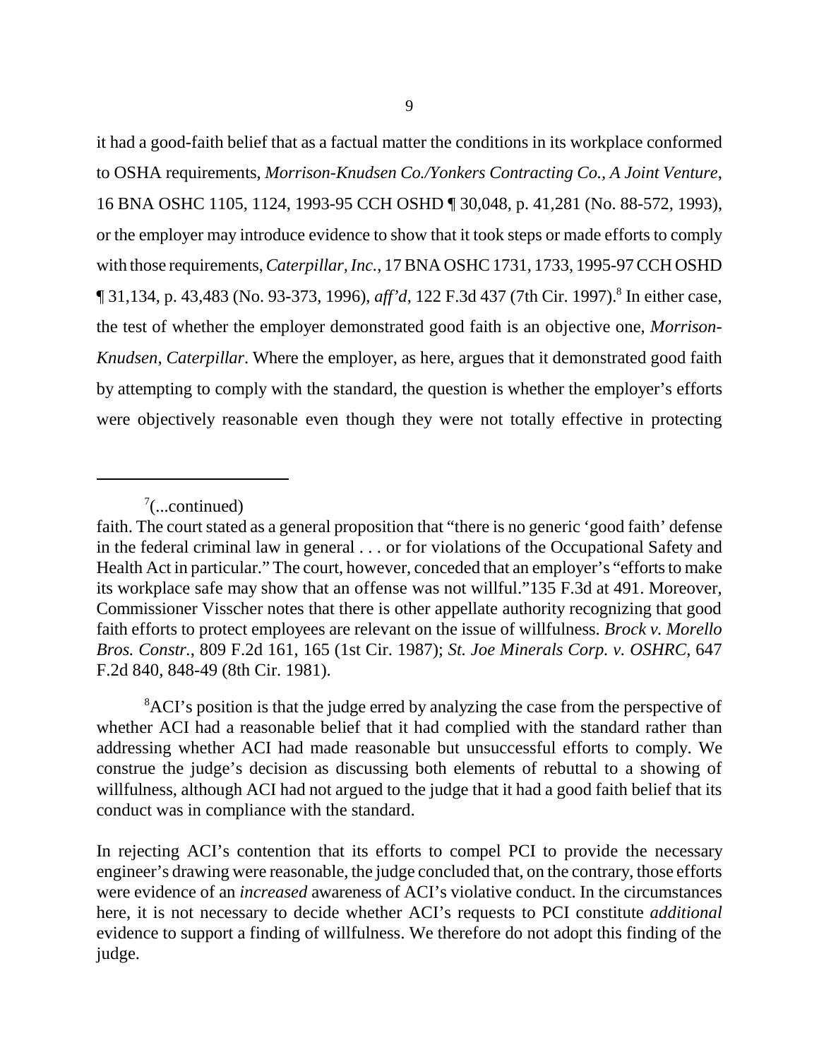it had a good-faith belief that as a factual matter the conditions in its workplace conformed to OSHA requirements, *Morrison-Knudsen Co./Yonkers Contracting Co., A Joint Venture*, 16 BNA OSHC 1105, 1124, 1993-95 CCH OSHD ¶ 30,048, p. 41,281 (No. 88-572, 1993), or the employer may introduce evidence to show that it took steps or made efforts to comply with those requirements, *Caterpillar, Inc.*, 17 BNA OSHC 1731, 1733, 1995-97 CCH OSHD ¶ 31,134, p. 43,483 (No. 93-373, 1996), *aff'd*, 122 F.3d 437 (7th Cir. 1997).[8] In either case, the test of whether the employer demonstrated good faith is an objective one, *Morrison-Knudsen*, *Caterpillar*. Where the employer, as here, argues that it demonstrated good faith by attempting to comply with the standard, the question is whether the employer's efforts were objectively reasonable even though they were not totally effective in protecting

---

[7](...continued)

faith. The court stated as a general proposition that "there is no generic 'good faith' defense in the federal criminal law in general . . . or for violations of the Occupational Safety and Health Act in particular." The court, however, conceded that an employer's "efforts to make its workplace safe may show that an offense was not willful."135 F.3d at 491. Moreover, Commissioner Visscher notes that there is other appellate authority recognizing that good faith efforts to protect employees are relevant on the issue of willfulness. *Brock v. Morello Bros. Constr.*, 809 F.2d 161, 165 (1st Cir. 1987); *St. Joe Minerals Corp. v. OSHRC*, 647 F.2d 840, 848-49 (8th Cir. 1981).

[8]ACI's position is that the judge erred by analyzing the case from the perspective of whether ACI had a reasonable belief that it had complied with the standard rather than addressing whether ACI had made reasonable but unsuccessful efforts to comply. We construe the judge's decision as discussing both elements of rebuttal to a showing of willfulness, although ACI had not argued to the judge that it had a good faith belief that its conduct was in compliance with the standard.

In rejecting ACI's contention that its efforts to compel PCI to provide the necessary engineer's drawing were reasonable, the judge concluded that, on the contrary, those efforts were evidence of an *increased* awareness of ACI's violative conduct. In the circumstances here, it is not necessary to decide whether ACI's requests to PCI constitute *additional* evidence to support a finding of willfulness. We therefore do not adopt this finding of the judge.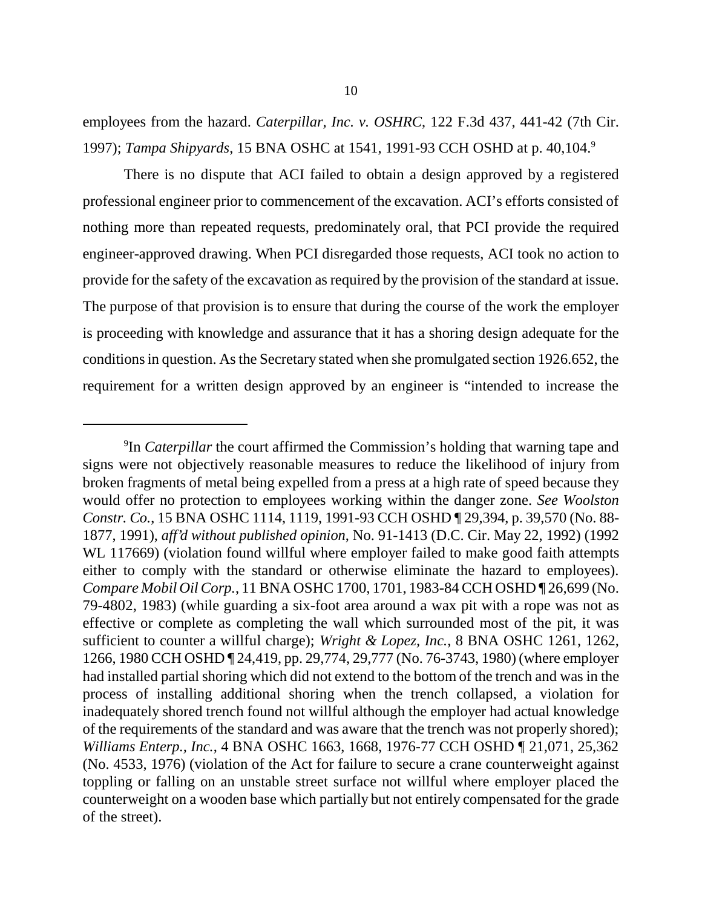employees from the hazard. *Caterpillar, Inc. v. OSHRC*, 122 F.3d 437, 441-42 (7th Cir. 1997); *Tampa Shipyards*, 15 BNA OSHC at 1541, 1991-93 CCH OSHD at p. 40,104.[9]

There is no dispute that ACI failed to obtain a design approved by a registered professional engineer prior to commencement of the excavation. ACI's efforts consisted of nothing more than repeated requests, predominately oral, that PCI provide the required engineer-approved drawing. When PCI disregarded those requests, ACI took no action to provide for the safety of the excavation as required by the provision of the standard at issue. The purpose of that provision is to ensure that during the course of the work the employer is proceeding with knowledge and assurance that it has a shoring design adequate for the conditions in question. As the Secretary stated when she promulgated section 1926.652, the requirement for a written design approved by an engineer is "intended to increase the

---

[9]In *Caterpillar* the court affirmed the Commission's holding that warning tape and signs were not objectively reasonable measures to reduce the likelihood of injury from broken fragments of metal being expelled from a press at a high rate of speed because they would offer no protection to employees working within the danger zone. *See Woolston Constr. Co.*, 15 BNA OSHC 1114, 1119, 1991-93 CCH OSHD ¶ 29,394, p. 39,570 (No. 88-1877, 1991), *aff'd without published opinion*, No. 91-1413 (D.C. Cir. May 22, 1992) (1992 WL 117669) (violation found willful where employer failed to make good faith attempts either to comply with the standard or otherwise eliminate the hazard to employees). *Compare Mobil Oil Corp.*, 11 BNA OSHC 1700, 1701, 1983-84 CCH OSHD ¶ 26,699 (No. 79-4802, 1983) (while guarding a six-foot area around a wax pit with a rope was not as effective or complete as completing the wall which surrounded most of the pit, it was sufficient to counter a willful charge); *Wright & Lopez, Inc.*, 8 BNA OSHC 1261, 1262, 1266, 1980 CCH OSHD ¶ 24,419, pp. 29,774, 29,777 (No. 76-3743, 1980) (where employer had installed partial shoring which did not extend to the bottom of the trench and was in the process of installing additional shoring when the trench collapsed, a violation for inadequately shored trench found not willful although the employer had actual knowledge of the requirements of the standard and was aware that the trench was not properly shored); *Williams Enterp., Inc.*, 4 BNA OSHC 1663, 1668, 1976-77 CCH OSHD ¶ 21,071, 25,362 (No. 4533, 1976) (violation of the Act for failure to secure a crane counterweight against toppling or falling on an unstable street surface not willful where employer placed the counterweight on a wooden base which partially but not entirely compensated for the grade of the street).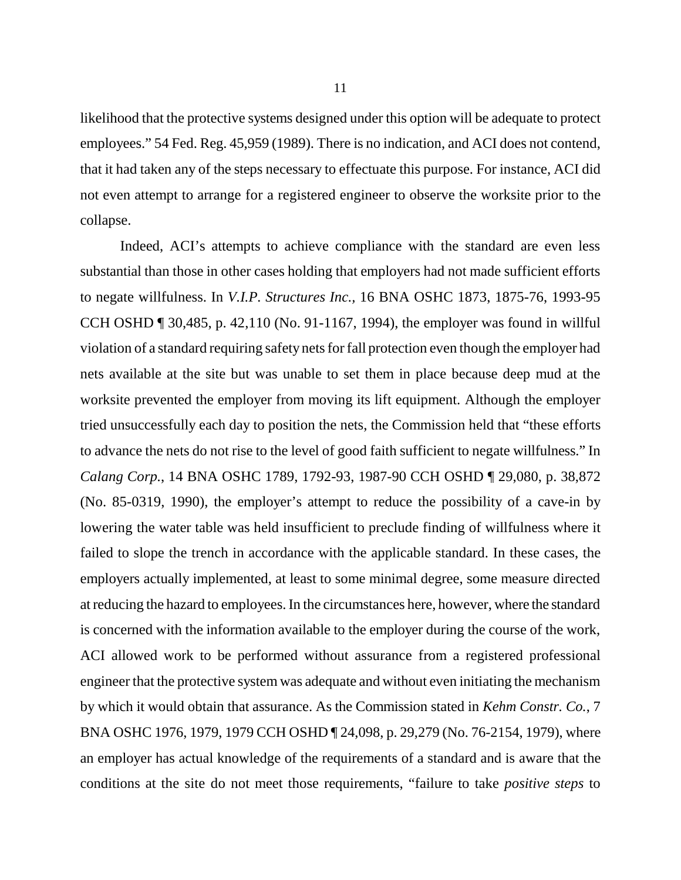likelihood that the protective systems designed under this option will be adequate to protect employees." 54 Fed. Reg. 45,959 (1989). There is no indication, and ACI does not contend, that it had taken any of the steps necessary to effectuate this purpose. For instance, ACI did not even attempt to arrange for a registered engineer to observe the worksite prior to the collapse.

Indeed, ACI's attempts to achieve compliance with the standard are even less substantial than those in other cases holding that employers had not made sufficient efforts to negate willfulness. In *V.I.P. Structures Inc.,* 16 BNA OSHC 1873, 1875-76, 1993-95 CCH OSHD ¶ 30,485, p. 42,110 (No. 91-1167, 1994), the employer was found in willful violation of a standard requiring safety nets for fall protection even though the employer had nets available at the site but was unable to set them in place because deep mud at the worksite prevented the employer from moving its lift equipment. Although the employer tried unsuccessfully each day to position the nets, the Commission held that "these efforts to advance the nets do not rise to the level of good faith sufficient to negate willfulness." In *Calang Corp.*, 14 BNA OSHC 1789, 1792-93, 1987-90 CCH OSHD ¶ 29,080, p. 38,872 (No. 85-0319, 1990), the employer's attempt to reduce the possibility of a cave-in by lowering the water table was held insufficient to preclude finding of willfulness where it failed to slope the trench in accordance with the applicable standard. In these cases, the employers actually implemented, at least to some minimal degree, some measure directed at reducing the hazard to employees. In the circumstances here, however, where the standard is concerned with the information available to the employer during the course of the work, ACI allowed work to be performed without assurance from a registered professional engineer that the protective system was adequate and without even initiating the mechanism by which it would obtain that assurance. As the Commission stated in *Kehm Constr. Co.*, 7 BNA OSHC 1976, 1979, 1979 CCH OSHD ¶ 24,098, p. 29,279 (No. 76-2154, 1979), where an employer has actual knowledge of the requirements of a standard and is aware that the conditions at the site do not meet those requirements, "failure to take *positive steps* to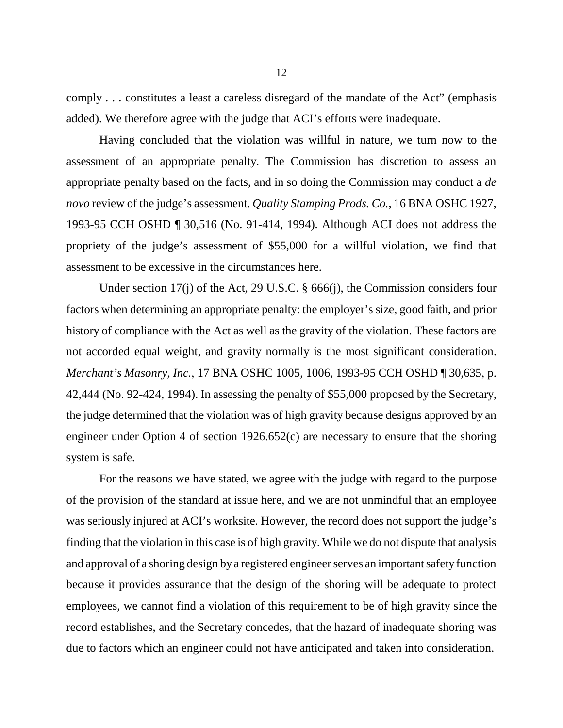comply . . . constitutes a least a careless disregard of the mandate of the Act" (emphasis added). We therefore agree with the judge that ACI's efforts were inadequate.

Having concluded that the violation was willful in nature, we turn now to the assessment of an appropriate penalty. The Commission has discretion to assess an appropriate penalty based on the facts, and in so doing the Commission may conduct a *de novo* review of the judge's assessment. *Quality Stamping Prods. Co.*, 16 BNA OSHC 1927, 1993-95 CCH OSHD ¶ 30,516 (No. 91-414, 1994). Although ACI does not address the propriety of the judge's assessment of $55,000 for a willful violation, we find that assessment to be excessive in the circumstances here.

Under section 17(j) of the Act, 29 U.S.C. § 666(j), the Commission considers four factors when determining an appropriate penalty: the employer's size, good faith, and prior history of compliance with the Act as well as the gravity of the violation. These factors are not accorded equal weight, and gravity normally is the most significant consideration. *Merchant's Masonry, Inc.*, 17 BNA OSHC 1005, 1006, 1993-95 CCH OSHD ¶ 30,635, p. 42,444 (No. 92-424, 1994). In assessing the penalty of $55,000 proposed by the Secretary, the judge determined that the violation was of high gravity because designs approved by an engineer under Option 4 of section 1926.652(c) are necessary to ensure that the shoring system is safe.

For the reasons we have stated, we agree with the judge with regard to the purpose of the provision of the standard at issue here, and we are not unmindful that an employee was seriously injured at ACI's worksite. However, the record does not support the judge's finding that the violation in this case is of high gravity. While we do not dispute that analysis and approval of a shoring design by a registered engineer serves an important safety function because it provides assurance that the design of the shoring will be adequate to protect employees, we cannot find a violation of this requirement to be of high gravity since the record establishes, and the Secretary concedes, that the hazard of inadequate shoring was due to factors which an engineer could not have anticipated and taken into consideration.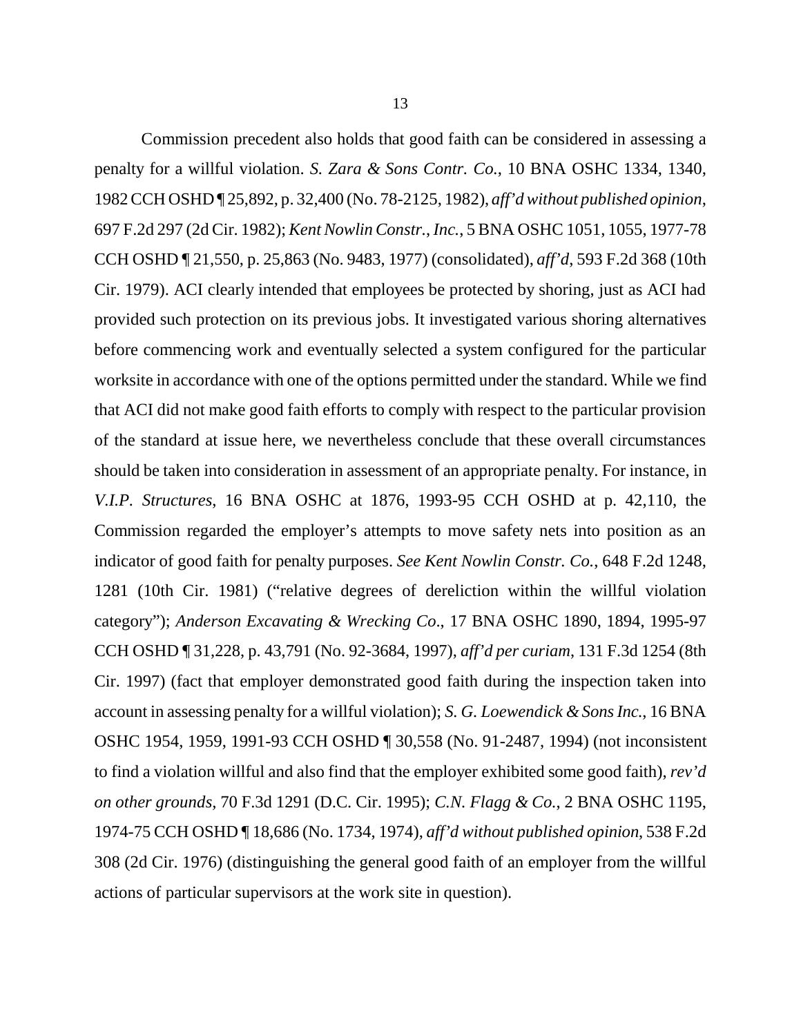Commission precedent also holds that good faith can be considered in assessing a penalty for a willful violation. *S. Zara & Sons Contr. Co.*, 10 BNA OSHC 1334, 1340, 1982 CCH OSHD ¶ 25,892, p. 32,400 (No. 78-2125, 1982), *aff'd without published opinion*, 697 F.2d 297 (2d Cir. 1982); *Kent Nowlin Constr., Inc.*, 5 BNA OSHC 1051, 1055, 1977-78 CCH OSHD ¶ 21,550, p. 25,863 (No. 9483, 1977) (consolidated), *aff'd*, 593 F.2d 368 (10th Cir. 1979). ACI clearly intended that employees be protected by shoring, just as ACI had provided such protection on its previous jobs. It investigated various shoring alternatives before commencing work and eventually selected a system configured for the particular worksite in accordance with one of the options permitted under the standard. While we find that ACI did not make good faith efforts to comply with respect to the particular provision of the standard at issue here, we nevertheless conclude that these overall circumstances should be taken into consideration in assessment of an appropriate penalty. For instance, in *V.I.P. Structures*, 16 BNA OSHC at 1876, 1993-95 CCH OSHD at p. 42,110, the Commission regarded the employer's attempts to move safety nets into position as an indicator of good faith for penalty purposes. *See Kent Nowlin Constr. Co.*, 648 F.2d 1248, 1281 (10th Cir. 1981) ("relative degrees of dereliction within the willful violation category"); *Anderson Excavating & Wrecking Co.*, 17 BNA OSHC 1890, 1894, 1995-97 CCH OSHD ¶ 31,228, p. 43,791 (No. 92-3684, 1997), *aff'd per curiam*, 131 F.3d 1254 (8th Cir. 1997) (fact that employer demonstrated good faith during the inspection taken into account in assessing penalty for a willful violation); *S. G. Loewendick & Sons Inc.*, 16 BNA OSHC 1954, 1959, 1991-93 CCH OSHD ¶ 30,558 (No. 91-2487, 1994) (not inconsistent to find a violation willful and also find that the employer exhibited some good faith), *rev'd on other grounds*, 70 F.3d 1291 (D.C. Cir. 1995); *C.N. Flagg & Co.*, 2 BNA OSHC 1195, 1974-75 CCH OSHD ¶ 18,686 (No. 1734, 1974), *aff'd without published opinion*, 538 F.2d 308 (2d Cir. 1976) (distinguishing the general good faith of an employer from the willful actions of particular supervisors at the work site in question).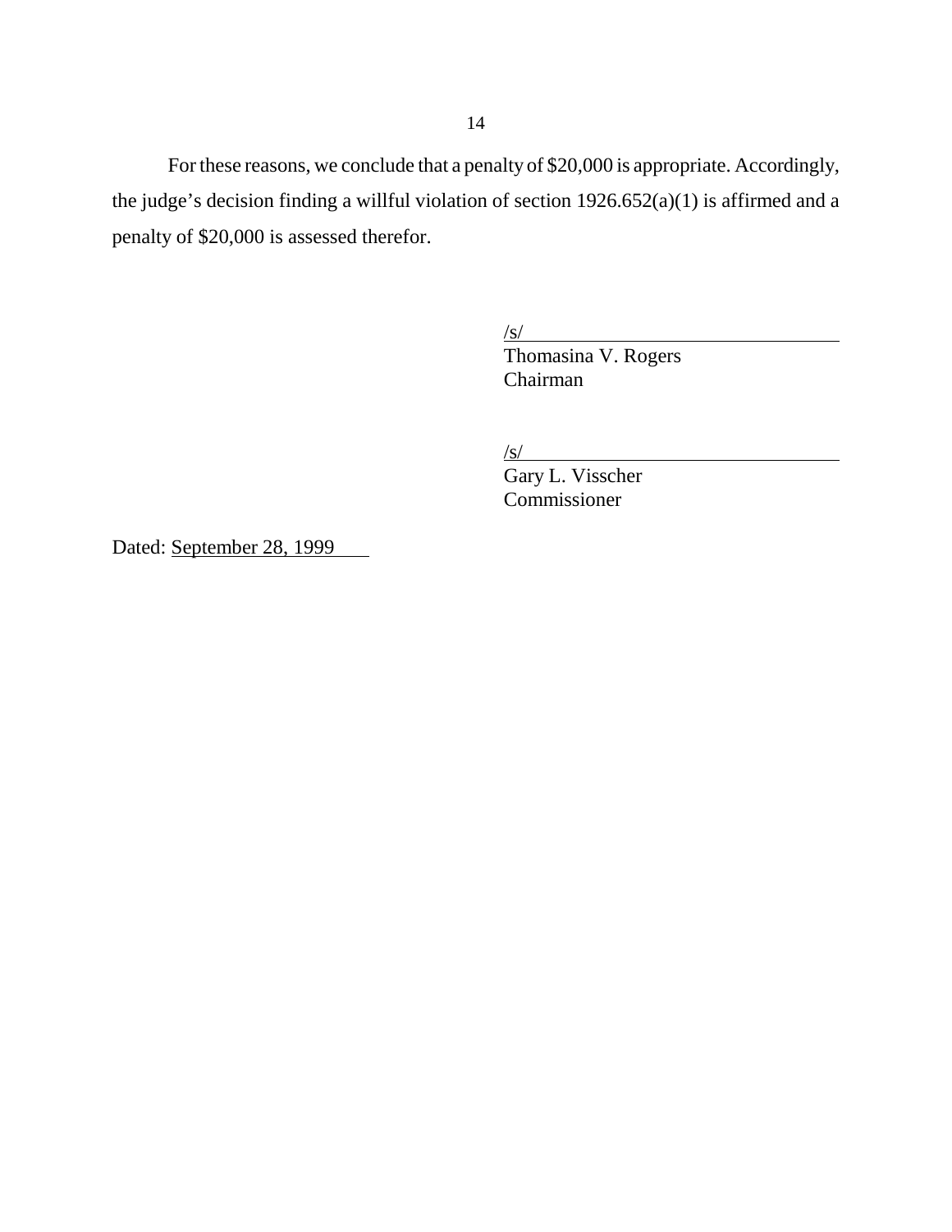For these reasons, we conclude that a penalty of $20,000 is appropriate. Accordingly, the judge's decision finding a willful violation of section 1926.652(a)(1) is affirmed and a penalty of $20,000 is assessed therefor.

/s/
Thomasina V. Rogers
Chairman

/s/
Gary L. Visscher
Commissioner

Dated: September 28, 1999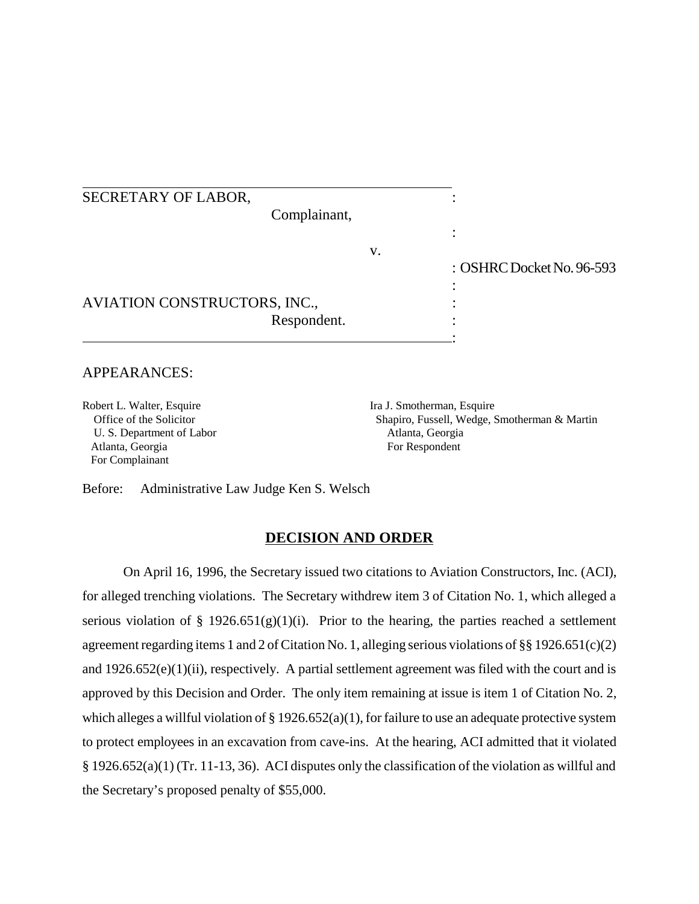SECRETARY OF LABOR,

Complainant,

v.

OSHRC Docket No. 96-593

AVIATION CONSTRUCTORS, INC.,

Respondent.

APPEARANCES:

Robert L. Walter, Esquire
Office of the Solicitor
U. S. Department of Labor
Atlanta, Georgia
For Complainant

Ira J. Smotherman, Esquire
Shapiro, Fussell, Wedge, Smotherman & Martin
Atlanta, Georgia
For Respondent

Before: Administrative Law Judge Ken S. Welsch

## DECISION AND ORDER

On April 16, 1996, the Secretary issued two citations to Aviation Constructors, Inc. (ACI), for alleged trenching violations. The Secretary withdrew item 3 of Citation No. 1, which alleged a serious violation of § 1926.651(g)(1)(i). Prior to the hearing, the parties reached a settlement agreement regarding items 1 and 2 of Citation No. 1, alleging serious violations of §§ 1926.651(c)(2) and 1926.652(e)(1)(ii), respectively. A partial settlement agreement was filed with the court and is approved by this Decision and Order. The only item remaining at issue is item 1 of Citation No. 2, which alleges a willful violation of § 1926.652(a)(1), for failure to use an adequate protective system to protect employees in an excavation from cave-ins. At the hearing, ACI admitted that it violated § 1926.652(a)(1) (Tr. 11-13, 36). ACI disputes only the classification of the violation as willful and the Secretary's proposed penalty of $55,000.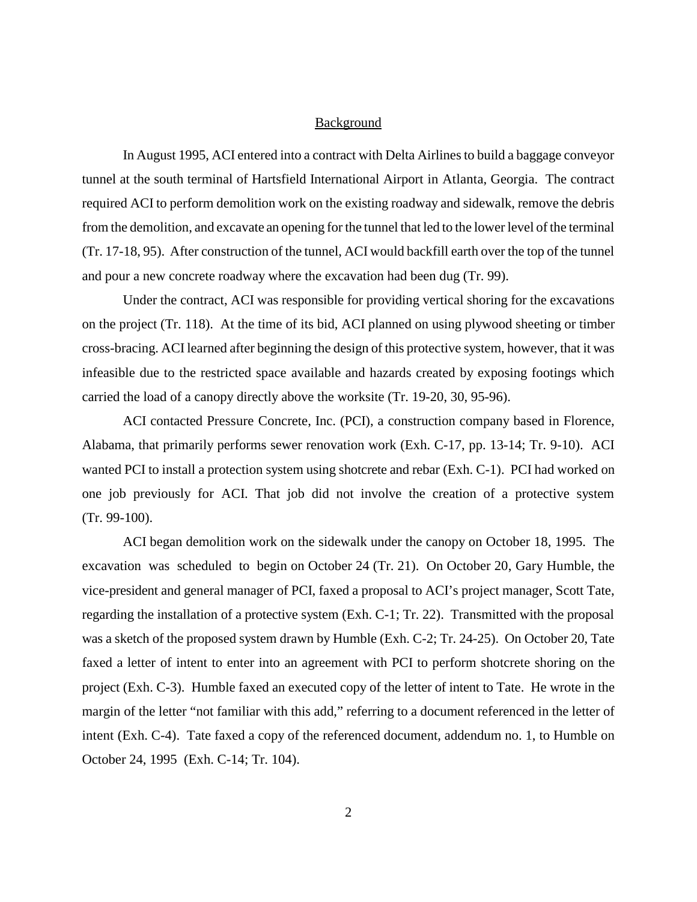## Background

In August 1995, ACI entered into a contract with Delta Airlines to build a baggage conveyor tunnel at the south terminal of Hartsfield International Airport in Atlanta, Georgia. The contract required ACI to perform demolition work on the existing roadway and sidewalk, remove the debris from the demolition, and excavate an opening for the tunnel that led to the lower level of the terminal (Tr. 17-18, 95). After construction of the tunnel, ACI would backfill earth over the top of the tunnel and pour a new concrete roadway where the excavation had been dug (Tr. 99).

Under the contract, ACI was responsible for providing vertical shoring for the excavations on the project (Tr. 118). At the time of its bid, ACI planned on using plywood sheeting or timber cross-bracing. ACI learned after beginning the design of this protective system, however, that it was infeasible due to the restricted space available and hazards created by exposing footings which carried the load of a canopy directly above the worksite (Tr. 19-20, 30, 95-96).

ACI contacted Pressure Concrete, Inc. (PCI), a construction company based in Florence, Alabama, that primarily performs sewer renovation work (Exh. C-17, pp. 13-14; Tr. 9-10). ACI wanted PCI to install a protection system using shotcrete and rebar (Exh. C-1). PCI had worked on one job previously for ACI. That job did not involve the creation of a protective system (Tr. 99-100).

ACI began demolition work on the sidewalk under the canopy on October 18, 1995. The excavation was scheduled to begin on October 24 (Tr. 21). On October 20, Gary Humble, the vice-president and general manager of PCI, faxed a proposal to ACI's project manager, Scott Tate, regarding the installation of a protective system (Exh. C-1; Tr. 22). Transmitted with the proposal was a sketch of the proposed system drawn by Humble (Exh. C-2; Tr. 24-25). On October 20, Tate faxed a letter of intent to enter into an agreement with PCI to perform shotcrete shoring on the project (Exh. C-3). Humble faxed an executed copy of the letter of intent to Tate. He wrote in the margin of the letter "not familiar with this add," referring to a document referenced in the letter of intent (Exh. C-4). Tate faxed a copy of the referenced document, addendum no. 1, to Humble on October 24, 1995 (Exh. C-14; Tr. 104).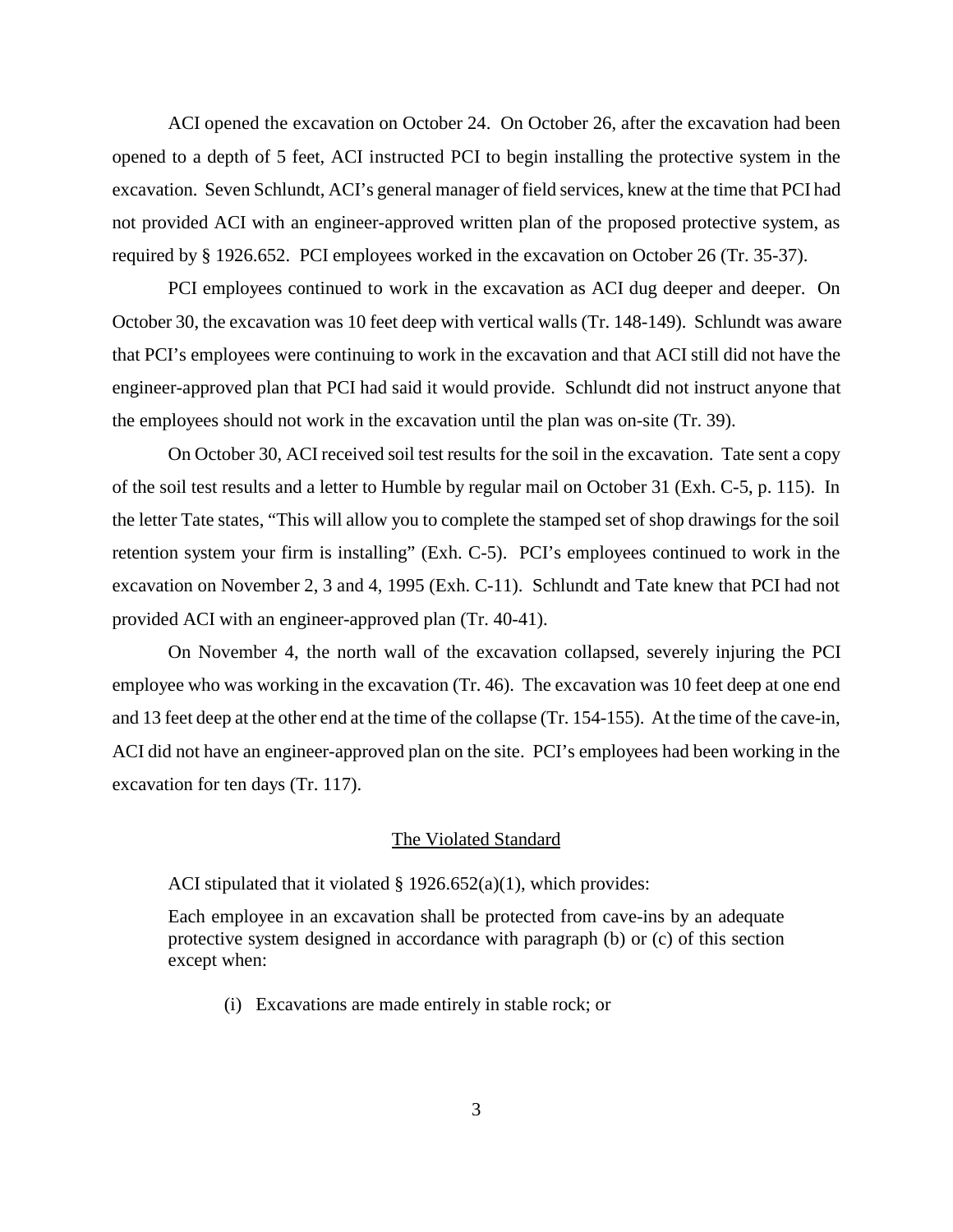ACI opened the excavation on October 24. On October 26, after the excavation had been opened to a depth of 5 feet, ACI instructed PCI to begin installing the protective system in the excavation. Seven Schlundt, ACI's general manager of field services, knew at the time that PCI had not provided ACI with an engineer-approved written plan of the proposed protective system, as required by § 1926.652. PCI employees worked in the excavation on October 26 (Tr. 35-37).

PCI employees continued to work in the excavation as ACI dug deeper and deeper. On October 30, the excavation was 10 feet deep with vertical walls (Tr. 148-149). Schlundt was aware that PCI's employees were continuing to work in the excavation and that ACI still did not have the engineer-approved plan that PCI had said it would provide. Schlundt did not instruct anyone that the employees should not work in the excavation until the plan was on-site (Tr. 39).

On October 30, ACI received soil test results for the soil in the excavation. Tate sent a copy of the soil test results and a letter to Humble by regular mail on October 31 (Exh. C-5, p. 115). In the letter Tate states, "This will allow you to complete the stamped set of shop drawings for the soil retention system your firm is installing" (Exh. C-5). PCI's employees continued to work in the excavation on November 2, 3 and 4, 1995 (Exh. C-11). Schlundt and Tate knew that PCI had not provided ACI with an engineer-approved plan (Tr. 40-41).

On November 4, the north wall of the excavation collapsed, severely injuring the PCI employee who was working in the excavation (Tr. 46). The excavation was 10 feet deep at one end and 13 feet deep at the other end at the time of the collapse (Tr. 154-155). At the time of the cave-in, ACI did not have an engineer-approved plan on the site. PCI's employees had been working in the excavation for ten days (Tr. 117).

## The Violated Standard

ACI stipulated that it violated § 1926.652(a)(1), which provides:

> Each employee in an excavation shall be protected from cave-ins by an adequate protective system designed in accordance with paragraph (b) or (c) of this section except when:
>
> (i) Excavations are made entirely in stable rock; or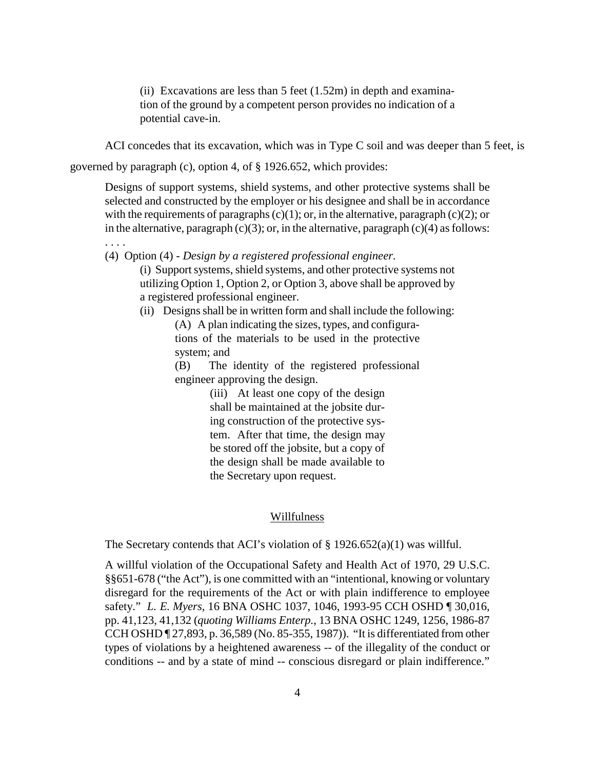> (ii) Excavations are less than 5 feet (1.52m) in depth and examination of the ground by a competent person provides no indication of a potential cave-in.

ACI concedes that its excavation, which was in Type C soil and was deeper than 5 feet, is governed by paragraph (c), option 4, of § 1926.652, which provides:

> Designs of support systems, shield systems, and other protective systems shall be selected and constructed by the employer or his designee and shall be in accordance with the requirements of paragraphs (c)(1); or, in the alternative, paragraph (c)(2); or in the alternative, paragraph (c)(3); or, in the alternative, paragraph (c)(4) as follows:
>
> . . . .
>
> (4) Option (4) - *Design by a registered professional engineer.*
>
> (i) Support systems, shield systems, and other protective systems not utilizing Option 1, Option 2, or Option 3, above shall be approved by a registered professional engineer.
>
> (ii) Designs shall be in written form and shall include the following:
>
> (A) A plan indicating the sizes, types, and configurations of the materials to be used in the protective system; and
>
> (B) The identity of the registered professional engineer approving the design.
>
> (iii) At least one copy of the design shall be maintained at the jobsite during construction of the protective system. After that time, the design may be stored off the jobsite, but a copy of the design shall be made available to the Secretary upon request.

## Willfulness

The Secretary contends that ACI's violation of § 1926.652(a)(1) was willful.

> A willful violation of the Occupational Safety and Health Act of 1970, 29 U.S.C. §§651-678 ("the Act"), is one committed with an "intentional, knowing or voluntary disregard for the requirements of the Act or with plain indifference to employee safety." *L. E. Myers*, 16 BNA OSHC 1037, 1046, 1993-95 CCH OSHD ¶ 30,016, pp. 41,123, 41,132 (*quoting Williams Enterp.*, 13 BNA OSHC 1249, 1256, 1986-87 CCH OSHD ¶ 27,893, p. 36,589 (No. 85-355, 1987)). "It is differentiated from other types of violations by a heightened awareness -- of the illegality of the conduct or conditions -- and by a state of mind -- conscious disregard or plain indifference."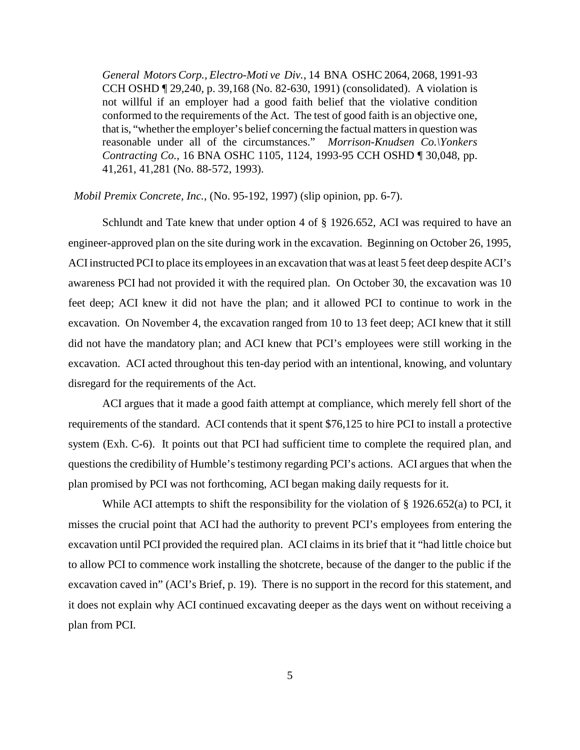> *General Motors Corp., Electro-Motive Div.*, 14 BNA OSHC 2064, 2068, 1991-93 CCH OSHD ¶ 29,240, p. 39,168 (No. 82-630, 1991) (consolidated). A violation is not willful if an employer had a good faith belief that the violative condition conformed to the requirements of the Act. The test of good faith is an objective one, that is, "whether the employer's belief concerning the factual matters in question was reasonable under all of the circumstances." *Morrison-Knudsen Co.\Yonkers Contracting Co.*, 16 BNA OSHC 1105, 1124, 1993-95 CCH OSHD ¶ 30,048, pp. 41,261, 41,281 (No. 88-572, 1993).

*Mobil Premix Concrete, Inc.*, (No. 95-192, 1997) (slip opinion, pp. 6-7).

Schlundt and Tate knew that under option 4 of § 1926.652, ACI was required to have an engineer-approved plan on the site during work in the excavation. Beginning on October 26, 1995, ACI instructed PCI to place its employees in an excavation that was at least 5 feet deep despite ACI's awareness PCI had not provided it with the required plan. On October 30, the excavation was 10 feet deep; ACI knew it did not have the plan; and it allowed PCI to continue to work in the excavation. On November 4, the excavation ranged from 10 to 13 feet deep; ACI knew that it still did not have the mandatory plan; and ACI knew that PCI's employees were still working in the excavation. ACI acted throughout this ten-day period with an intentional, knowing, and voluntary disregard for the requirements of the Act.

ACI argues that it made a good faith attempt at compliance, which merely fell short of the requirements of the standard. ACI contends that it spent $76,125 to hire PCI to install a protective system (Exh. C-6). It points out that PCI had sufficient time to complete the required plan, and questions the credibility of Humble's testimony regarding PCI's actions. ACI argues that when the plan promised by PCI was not forthcoming, ACI began making daily requests for it.

While ACI attempts to shift the responsibility for the violation of § 1926.652(a) to PCI, it misses the crucial point that ACI had the authority to prevent PCI's employees from entering the excavation until PCI provided the required plan. ACI claims in its brief that it "had little choice but to allow PCI to commence work installing the shotcrete, because of the danger to the public if the excavation caved in" (ACI's Brief, p. 19). There is no support in the record for this statement, and it does not explain why ACI continued excavating deeper as the days went on without receiving a plan from PCI.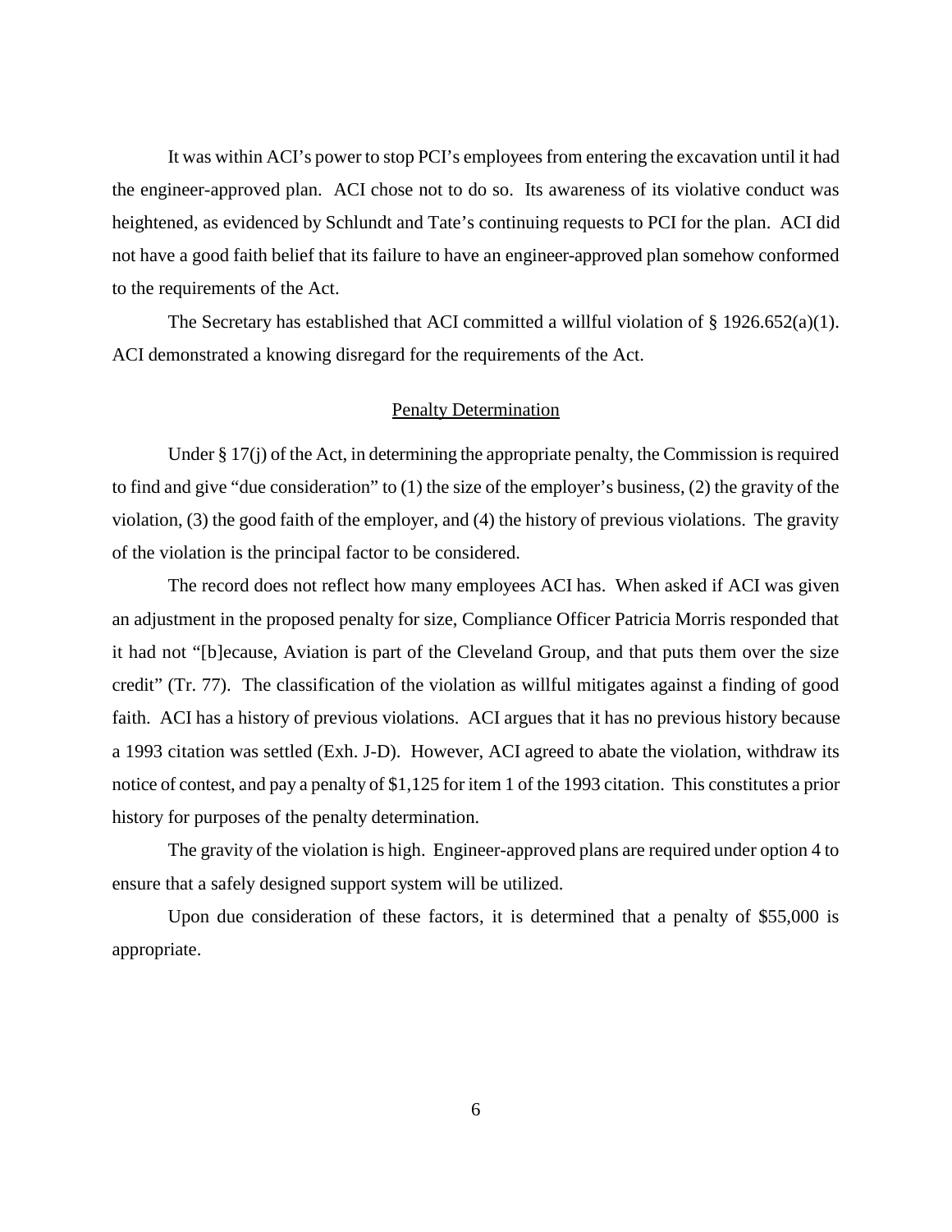It was within ACI's power to stop PCI's employees from entering the excavation until it had the engineer-approved plan. ACI chose not to do so. Its awareness of its violative conduct was heightened, as evidenced by Schlundt and Tate's continuing requests to PCI for the plan. ACI did not have a good faith belief that its failure to have an engineer-approved plan somehow conformed to the requirements of the Act.

The Secretary has established that ACI committed a willful violation of § 1926.652(a)(1). ACI demonstrated a knowing disregard for the requirements of the Act.

## Penalty Determination

Under § 17(j) of the Act, in determining the appropriate penalty, the Commission is required to find and give "due consideration" to (1) the size of the employer's business, (2) the gravity of the violation, (3) the good faith of the employer, and (4) the history of previous violations. The gravity of the violation is the principal factor to be considered.

The record does not reflect how many employees ACI has. When asked if ACI was given an adjustment in the proposed penalty for size, Compliance Officer Patricia Morris responded that it had not "[b]ecause, Aviation is part of the Cleveland Group, and that puts them over the size credit" (Tr. 77). The classification of the violation as willful mitigates against a finding of good faith. ACI has a history of previous violations. ACI argues that it has no previous history because a 1993 citation was settled (Exh. J-D). However, ACI agreed to abate the violation, withdraw its notice of contest, and pay a penalty of $1,125 for item 1 of the 1993 citation. This constitutes a prior history for purposes of the penalty determination.

The gravity of the violation is high. Engineer-approved plans are required under option 4 to ensure that a safely designed support system will be utilized.

Upon due consideration of these factors, it is determined that a penalty of $55,000 is appropriate.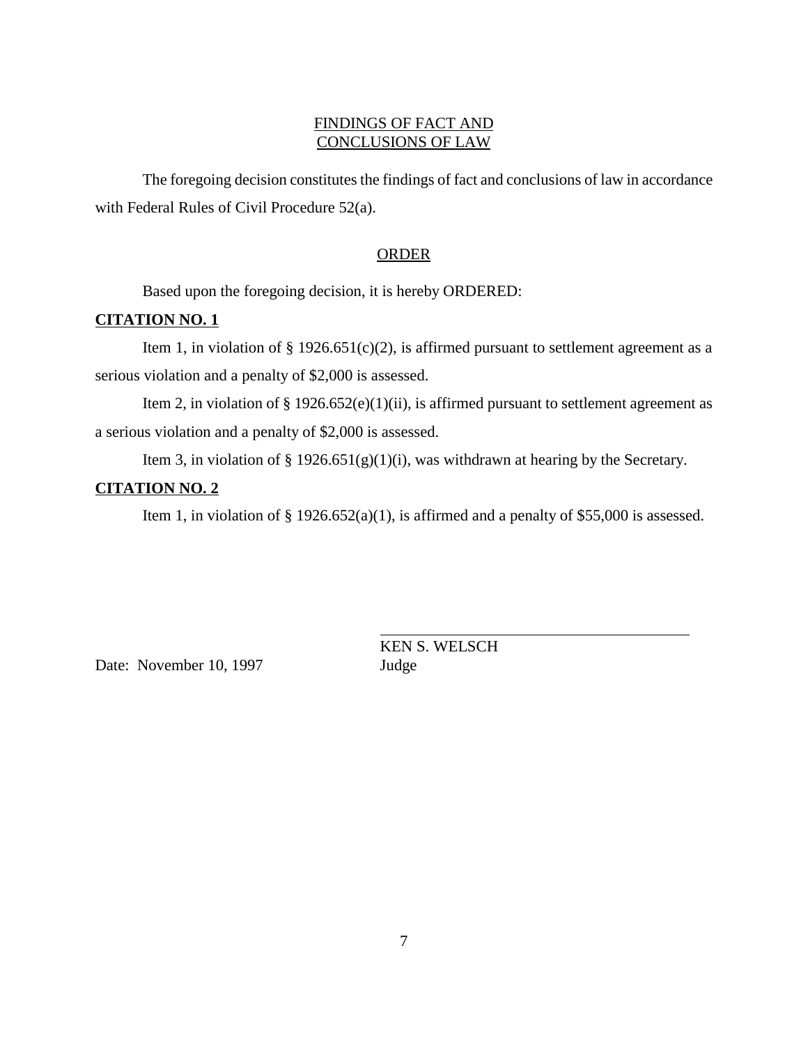## FINDINGS OF FACT AND CONCLUSIONS OF LAW

The foregoing decision constitutes the findings of fact and conclusions of law in accordance with Federal Rules of Civil Procedure 52(a).

## ORDER

Based upon the foregoing decision, it is hereby ORDERED:

**CITATION NO. 1**

Item 1, in violation of § 1926.651(c)(2), is affirmed pursuant to settlement agreement as a serious violation and a penalty of $2,000 is assessed.

Item 2, in violation of § 1926.652(e)(1)(ii), is affirmed pursuant to settlement agreement as a serious violation and a penalty of $2,000 is assessed.

Item 3, in violation of § 1926.651(g)(1)(i), was withdrawn at hearing by the Secretary.

**CITATION NO. 2**

Item 1, in violation of § 1926.652(a)(1), is affirmed and a penalty of $55,000 is assessed.

KEN S. WELSCH
Judge

Date: November 10, 1997